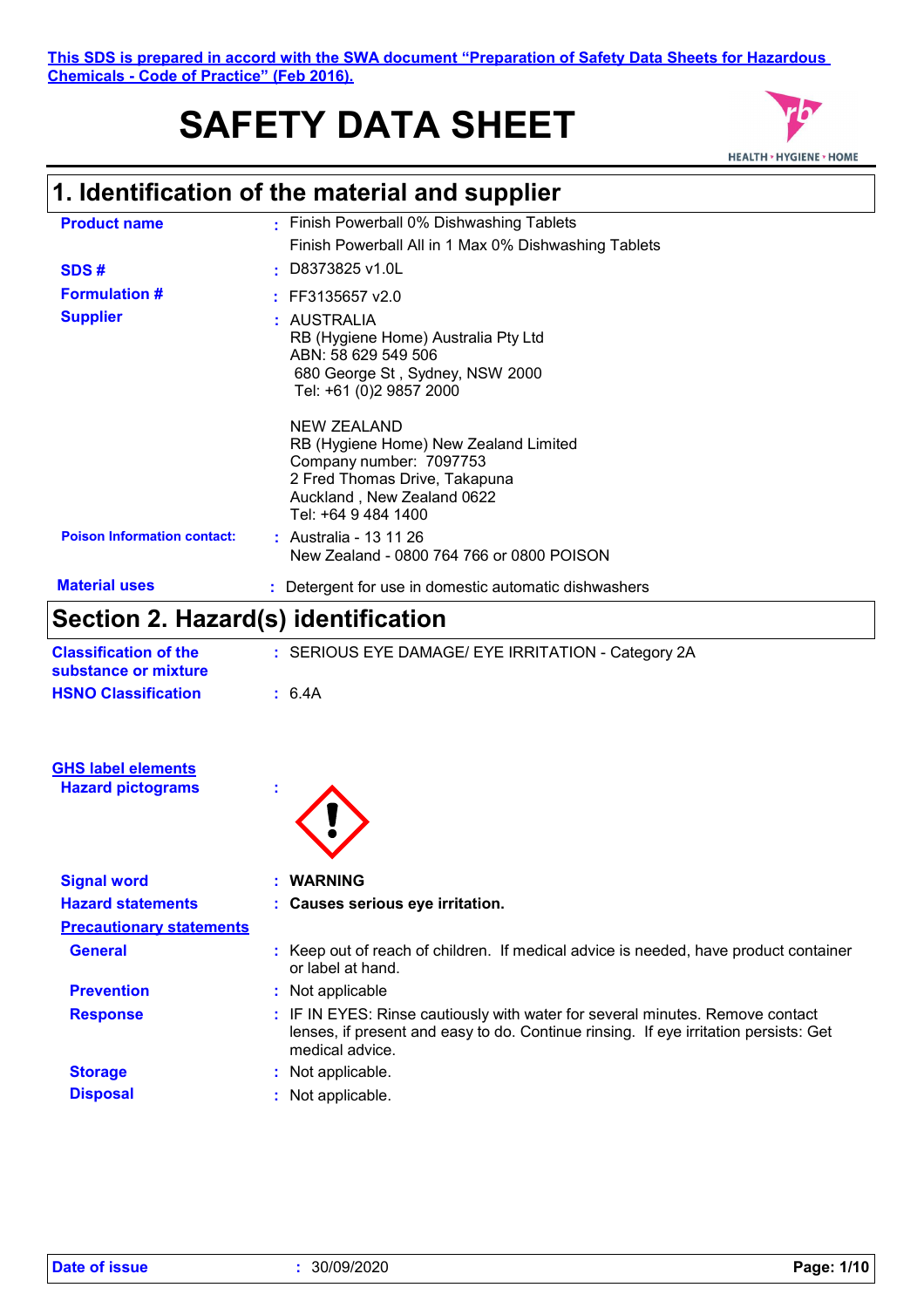This SDS is prepared in accord with the SWA document "Preparation of Safety Data Sheets for Hazardous Chemicals - Code of Practice" (Feb 2016).

# SAFETY DATA SHEET

## 1. Identification of the material and supplier

| | | |
|---|---|---|
| **Product name** | : | Finish Powerball 0% Dishwashing Tablets<br>Finish Powerball All in 1 Max 0% Dishwashing Tablets |
| **SDS #** | : | D8373825 v1.0L |
| **Formulation #** | : | FF3135657 v2.0 |
| **Supplier** | : | AUSTRALIA<br>RB (Hygiene Home) Australia Pty Ltd<br>ABN: 58 629 549 506<br>680 George St , Sydney, NSW 2000<br>Tel: +61 (0)2 9857 2000<br><br>NEW ZEALAND<br>RB (Hygiene Home) New Zealand Limited<br>Company number: 7097753<br>2 Fred Thomas Drive, Takapuna<br>Auckland , New Zealand 0622<br>Tel: +64 9 484 1400 |
| **Poison Information contact:** | : | Australia - 13 11 26<br>New Zealand - 0800 764 766 or 0800 POISON |
| **Material uses** | : | Detergent for use in domestic automatic dishwashers |

## Section 2. Hazard(s) identification

| | | |
|---|---|---|
| **Classification of the substance or mixture** | : | SERIOUS EYE DAMAGE/ EYE IRRITATION - Category 2A |
| **HSNO Classification** | : | 6.4A |

**GHS label elements**

| | | |
|---|---|---|
| **Hazard pictograms** | : | |
| **Signal word** | : | **WARNING** |
| **Hazard statements** | : | **Causes serious eye irritation.** |

**Precautionary statements**

| | | |
|---|---|---|
| **General** | : | Keep out of reach of children. If medical advice is needed, have product container or label at hand. |
| **Prevention** | : | Not applicable |
| **Response** | : | IF IN EYES: Rinse cautiously with water for several minutes. Remove contact lenses, if present and easy to do. Continue rinsing. If eye irritation persists: Get medical advice. |
| **Storage** | : | Not applicable. |
| **Disposal** | : | Not applicable. |

**Date of issue** : 30/09/2020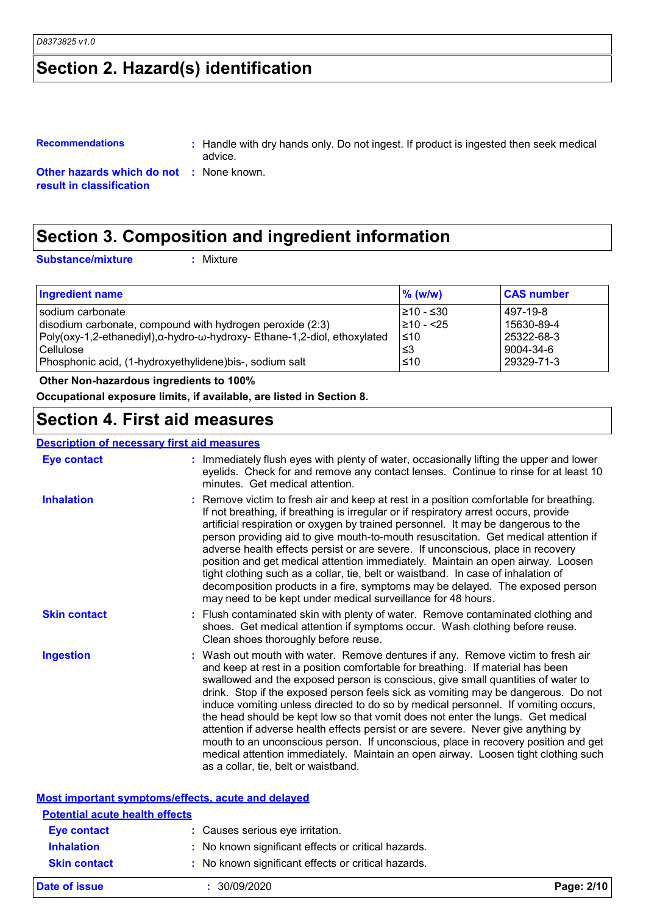## Section 2. Hazard(s) identification

**Recommendations** : Handle with dry hands only. Do not ingest. If product is ingested then seek medical advice.

**Other hazards which do not result in classification** : None known.

## Section 3. Composition and ingredient information

**Substance/mixture** : Mixture

| Ingredient name | % (w/w) | CAS number |
|---|---|---|
| sodium carbonate | ≥10 - ≤30 | 497-19-8 |
| disodium carbonate, compound with hydrogen peroxide (2:3) | ≥10 - <25 | 15630-89-4 |
| Poly(oxy-1,2-ethanediyl),α-hydro-ω-hydroxy- Ethane-1,2-diol, ethoxylated | ≤10 | 25322-68-3 |
| Cellulose | ≤3 | 9004-34-6 |
| Phosphonic acid, (1-hydroxyethylidene)bis-, sodium salt | ≤10 | 29329-71-3 |

**Other Non-hazardous ingredients to 100%**

**Occupational exposure limits, if available, are listed in Section 8.**

## Section 4. First aid measures

### Description of necessary first aid measures

**Eye contact** : Immediately flush eyes with plenty of water, occasionally lifting the upper and lower eyelids. Check for and remove any contact lenses. Continue to rinse for at least 10 minutes. Get medical attention.

**Inhalation** : Remove victim to fresh air and keep at rest in a position comfortable for breathing. If not breathing, if breathing is irregular or if respiratory arrest occurs, provide artificial respiration or oxygen by trained personnel. It may be dangerous to the person providing aid to give mouth-to-mouth resuscitation. Get medical attention if adverse health effects persist or are severe. If unconscious, place in recovery position and get medical attention immediately. Maintain an open airway. Loosen tight clothing such as a collar, tie, belt or waistband. In case of inhalation of decomposition products in a fire, symptoms may be delayed. The exposed person may need to be kept under medical surveillance for 48 hours.

**Skin contact** : Flush contaminated skin with plenty of water. Remove contaminated clothing and shoes. Get medical attention if symptoms occur. Wash clothing before reuse. Clean shoes thoroughly before reuse.

**Ingestion** : Wash out mouth with water. Remove dentures if any. Remove victim to fresh air and keep at rest in a position comfortable for breathing. If material has been swallowed and the exposed person is conscious, give small quantities of water to drink. Stop if the exposed person feels sick as vomiting may be dangerous. Do not induce vomiting unless directed to do so by medical personnel. If vomiting occurs, the head should be kept low so that vomit does not enter the lungs. Get medical attention if adverse health effects persist or are severe. Never give anything by mouth to an unconscious person. If unconscious, place in recovery position and get medical attention immediately. Maintain an open airway. Loosen tight clothing such as a collar, tie, belt or waistband.

### Most important symptoms/effects, acute and delayed

#### Potential acute health effects

**Eye contact** : Causes serious eye irritation.

**Inhalation** : No known significant effects or critical hazards.

**Skin contact** : No known significant effects or critical hazards.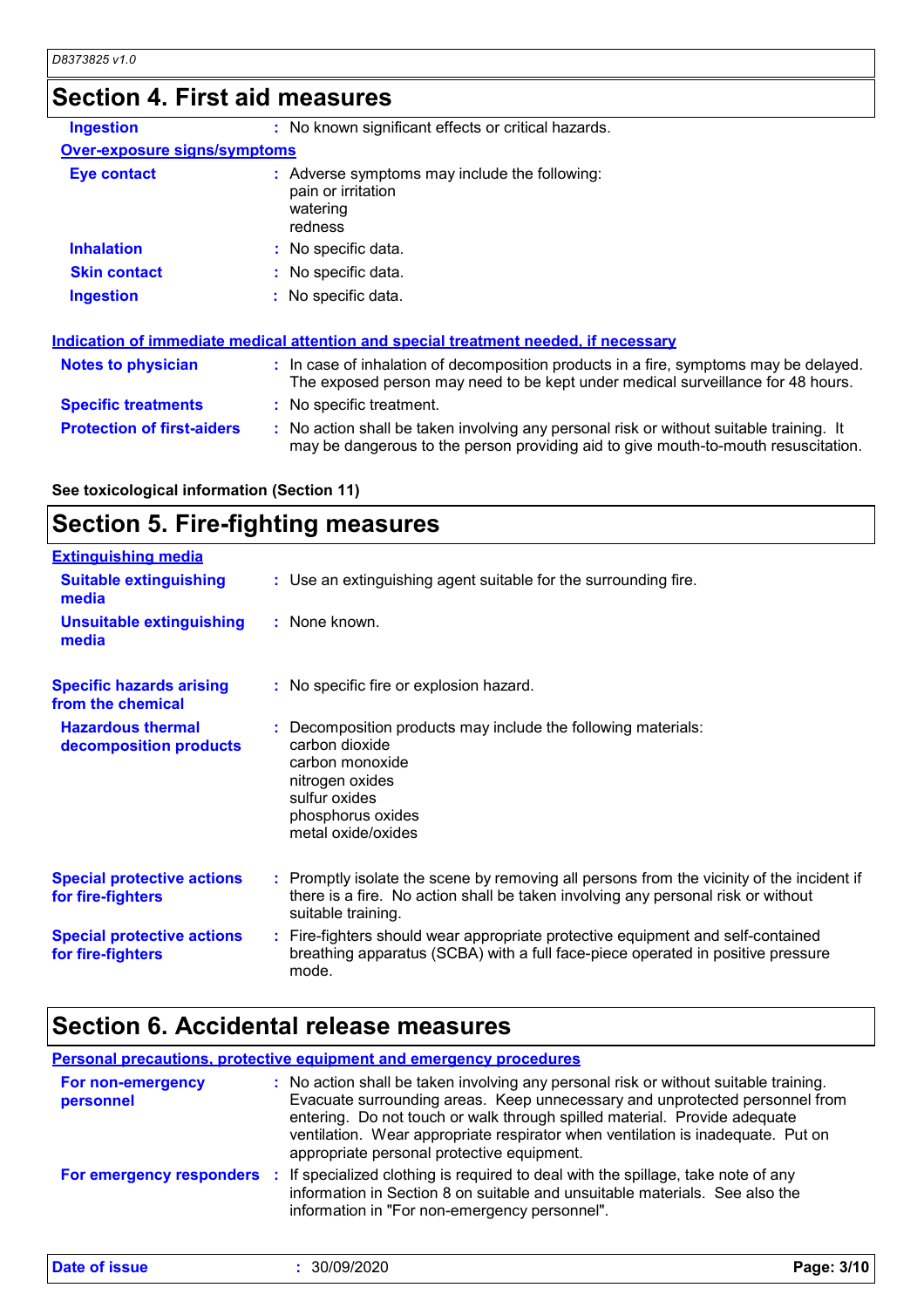## Section 4. First aid measures

| | |
|---|---|
| **Ingestion** | No known significant effects or critical hazards. |

**Over-exposure signs/symptoms**

| | |
|---|---|
| **Eye contact** | Adverse symptoms may include the following:<br>pain or irritation<br>watering<br>redness |
| **Inhalation** | No specific data. |
| **Skin contact** | No specific data. |
| **Ingestion** | No specific data. |

**Indication of immediate medical attention and special treatment needed, if necessary**

| | |
|---|---|
| **Notes to physician** | In case of inhalation of decomposition products in a fire, symptoms may be delayed. The exposed person may need to be kept under medical surveillance for 48 hours. |
| **Specific treatments** | No specific treatment. |
| **Protection of first-aiders** | No action shall be taken involving any personal risk or without suitable training. It may be dangerous to the person providing aid to give mouth-to-mouth resuscitation. |

**See toxicological information (Section 11)**

## Section 5. Fire-fighting measures

**Extinguishing media**

| | |
|---|---|
| **Suitable extinguishing media** | Use an extinguishing agent suitable for the surrounding fire. |
| **Unsuitable extinguishing media** | None known. |
| **Specific hazards arising from the chemical** | No specific fire or explosion hazard. |
| **Hazardous thermal decomposition products** | Decomposition products may include the following materials:<br>carbon dioxide<br>carbon monoxide<br>nitrogen oxides<br>sulfur oxides<br>phosphorus oxides<br>metal oxide/oxides |
| **Special protective actions for fire-fighters** | Promptly isolate the scene by removing all persons from the vicinity of the incident if there is a fire. No action shall be taken involving any personal risk or without suitable training. |
| **Special protective actions for fire-fighters** | Fire-fighters should wear appropriate protective equipment and self-contained breathing apparatus (SCBA) with a full face-piece operated in positive pressure mode. |

## Section 6. Accidental release measures

**Personal precautions, protective equipment and emergency procedures**

| | |
|---|---|
| **For non-emergency personnel** | No action shall be taken involving any personal risk or without suitable training. Evacuate surrounding areas. Keep unnecessary and unprotected personnel from entering. Do not touch or walk through spilled material. Provide adequate ventilation. Wear appropriate respirator when ventilation is inadequate. Put on appropriate personal protective equipment. |
| **For emergency responders** | If specialized clothing is required to deal with the spillage, take note of any information in Section 8 on suitable and unsuitable materials. See also the information in "For non-emergency personnel". |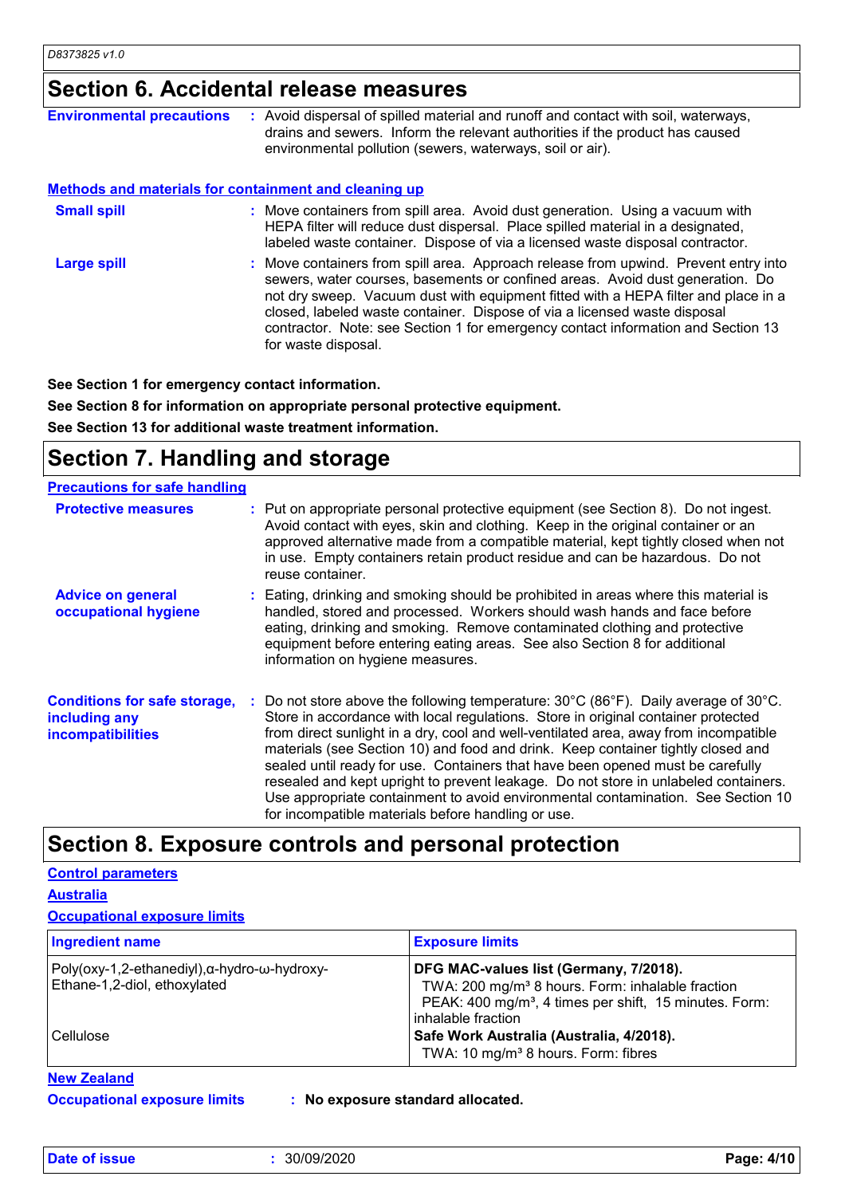## Section 6. Accidental release measures

**Environmental precautions** : Avoid dispersal of spilled material and runoff and contact with soil, waterways, drains and sewers. Inform the relevant authorities if the product has caused environmental pollution (sewers, waterways, soil or air).

### Methods and materials for containment and cleaning up

**Small spill** : Move containers from spill area. Avoid dust generation. Using a vacuum with HEPA filter will reduce dust dispersal. Place spilled material in a designated, labeled waste container. Dispose of via a licensed waste disposal contractor.

**Large spill** : Move containers from spill area. Approach release from upwind. Prevent entry into sewers, water courses, basements or confined areas. Avoid dust generation. Do not dry sweep. Vacuum dust with equipment fitted with a HEPA filter and place in a closed, labeled waste container. Dispose of via a licensed waste disposal contractor. Note: see Section 1 for emergency contact information and Section 13 for waste disposal.

**See Section 1 for emergency contact information.**

**See Section 8 for information on appropriate personal protective equipment.**

**See Section 13 for additional waste treatment information.**

## Section 7. Handling and storage

### Precautions for safe handling

**Protective measures** : Put on appropriate personal protective equipment (see Section 8). Do not ingest. Avoid contact with eyes, skin and clothing. Keep in the original container or an approved alternative made from a compatible material, kept tightly closed when not in use. Empty containers retain product residue and can be hazardous. Do not reuse container.

**Advice on general occupational hygiene** : Eating, drinking and smoking should be prohibited in areas where this material is handled, stored and processed. Workers should wash hands and face before eating, drinking and smoking. Remove contaminated clothing and protective equipment before entering eating areas. See also Section 8 for additional information on hygiene measures.

**Conditions for safe storage, including any incompatibilities** : Do not store above the following temperature: 30°C (86°F). Daily average of 30°C. Store in accordance with local regulations. Store in original container protected from direct sunlight in a dry, cool and well-ventilated area, away from incompatible materials (see Section 10) and food and drink. Keep container tightly closed and sealed until ready for use. Containers that have been opened must be carefully resealed and kept upright to prevent leakage. Do not store in unlabeled containers. Use appropriate containment to avoid environmental contamination. See Section 10 for incompatible materials before handling or use.

## Section 8. Exposure controls and personal protection

### Control parameters

### Australia

### Occupational exposure limits

| Ingredient name | Exposure limits |
|---|---|
| Poly(oxy-1,2-ethanediyl),α-hydro-ω-hydroxy-Ethane-1,2-diol, ethoxylated | **DFG MAC-values list (Germany, 7/2018).** TWA: 200 mg/m³ 8 hours. Form: inhalable fraction PEAK: 400 mg/m³, 4 times per shift, 15 minutes. Form: inhalable fraction |
| Cellulose | **Safe Work Australia (Australia, 4/2018).** TWA: 10 mg/m³ 8 hours. Form: fibres |

### New Zealand

**Occupational exposure limits** : **No exposure standard allocated.**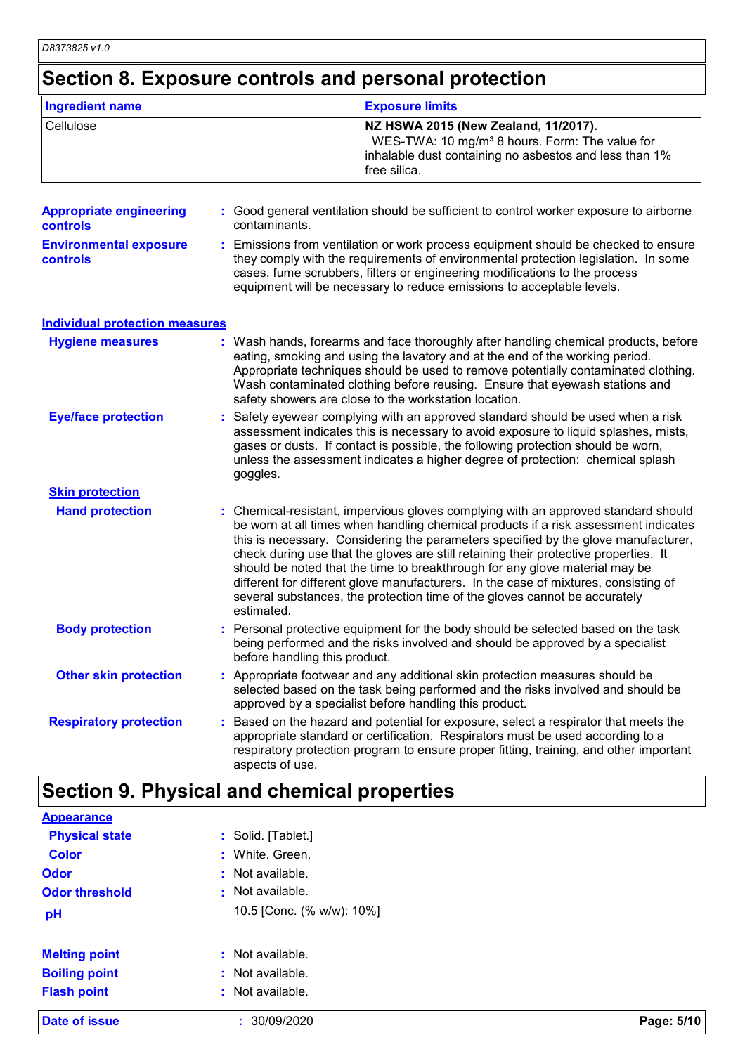## Section 8. Exposure controls and personal protection

| Ingredient name | Exposure limits |
|---|---|
| Cellulose | **NZ HSWA 2015 (New Zealand, 11/2017).** WES-TWA: 10 mg/m³ 8 hours. Form: The value for inhalable dust containing no asbestos and less than 1% free silica. |

**Appropriate engineering controls** : Good general ventilation should be sufficient to control worker exposure to airborne contaminants.

**Environmental exposure controls** : Emissions from ventilation or work process equipment should be checked to ensure they comply with the requirements of environmental protection legislation. In some cases, fume scrubbers, filters or engineering modifications to the process equipment will be necessary to reduce emissions to acceptable levels.

### Individual protection measures

**Hygiene measures** : Wash hands, forearms and face thoroughly after handling chemical products, before eating, smoking and using the lavatory and at the end of the working period. Appropriate techniques should be used to remove potentially contaminated clothing. Wash contaminated clothing before reusing. Ensure that eyewash stations and safety showers are close to the workstation location.

**Eye/face protection** : Safety eyewear complying with an approved standard should be used when a risk assessment indicates this is necessary to avoid exposure to liquid splashes, mists, gases or dusts. If contact is possible, the following protection should be worn, unless the assessment indicates a higher degree of protection: chemical splash goggles.

**Skin protection**

**Hand protection** : Chemical-resistant, impervious gloves complying with an approved standard should be worn at all times when handling chemical products if a risk assessment indicates this is necessary. Considering the parameters specified by the glove manufacturer, check during use that the gloves are still retaining their protective properties. It should be noted that the time to breakthrough for any glove material may be different for different glove manufacturers. In the case of mixtures, consisting of several substances, the protection time of the gloves cannot be accurately estimated.

**Body protection** : Personal protective equipment for the body should be selected based on the task being performed and the risks involved and should be approved by a specialist before handling this product.

**Other skin protection** : Appropriate footwear and any additional skin protection measures should be selected based on the task being performed and the risks involved and should be approved by a specialist before handling this product.

**Respiratory protection** : Based on the hazard and potential for exposure, select a respirator that meets the appropriate standard or certification. Respirators must be used according to a respiratory protection program to ensure proper fitting, training, and other important aspects of use.

## Section 9. Physical and chemical properties

**Appearance**

**Physical state** : Solid. [Tablet.]

**Color** : White. Green.

**Odor** : Not available.

**Odor threshold** : Not available.

**pH** 10.5 [Conc. (% w/w): 10%]

**Melting point** : Not available.

**Boiling point** : Not available.

**Flash point** : Not available.

**Date of issue** : 30/09/2020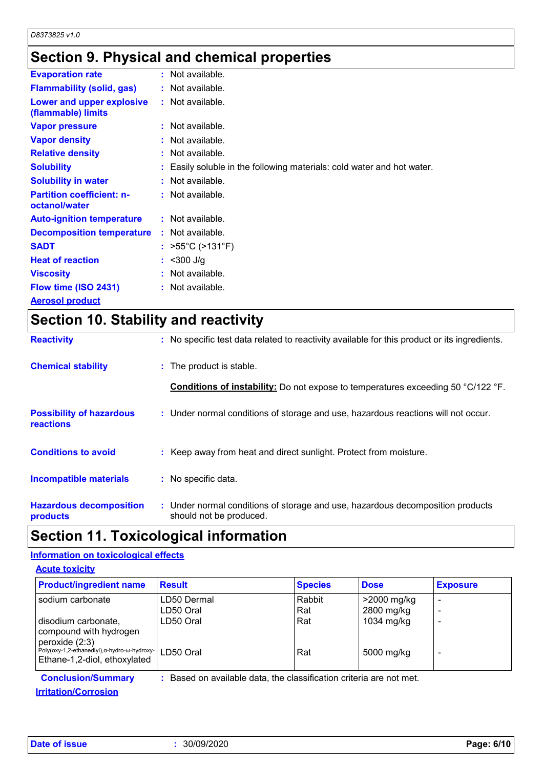## Section 9. Physical and chemical properties

**Evaporation rate** : Not available.

**Flammability (solid, gas)** : Not available.

**Lower and upper explosive (flammable) limits** : Not available.

**Vapor pressure** : Not available.

**Vapor density** : Not available.

**Relative density** : Not available.

**Solubility** : Easily soluble in the following materials: cold water and hot water.

**Solubility in water** : Not available.

**Partition coefficient: n-octanol/water** : Not available.

**Auto-ignition temperature** : Not available.

**Decomposition temperature** : Not available.

**SADT** : >55°C (>131°F)

**Heat of reaction** : <300 J/g

**Viscosity** : Not available.

**Flow time (ISO 2431)** : Not available.

**Aerosol product**

## Section 10. Stability and reactivity

**Reactivity** : No specific test data related to reactivity available for this product or its ingredients.

**Chemical stability** : The product is stable.

**Conditions of instability:** Do not expose to temperatures exceeding 50 °C/122 °F.

**Possibility of hazardous reactions** : Under normal conditions of storage and use, hazardous reactions will not occur.

**Conditions to avoid** : Keep away from heat and direct sunlight. Protect from moisture.

**Incompatible materials** : No specific data.

**Hazardous decomposition products** : Under normal conditions of storage and use, hazardous decomposition products should not be produced.

## Section 11. Toxicological information

**Information on toxicological effects**

**Acute toxicity**

| Product/ingredient name | Result | Species | Dose | Exposure |
|---|---|---|---|---|
| sodium carbonate | LD50 Dermal | Rabbit | >2000 mg/kg | - |
| | LD50 Oral | Rat | 2800 mg/kg | - |
| disodium carbonate, compound with hydrogen peroxide (2:3) | LD50 Oral | Rat | 1034 mg/kg | - |
| Poly(oxy-1,2-ethanediyl),α-hydro-ω-hydroxy-Ethane-1,2-diol, ethoxylated | LD50 Oral | Rat | 5000 mg/kg | - |

**Conclusion/Summary** : Based on available data, the classification criteria are not met.

**Irritation/Corrosion**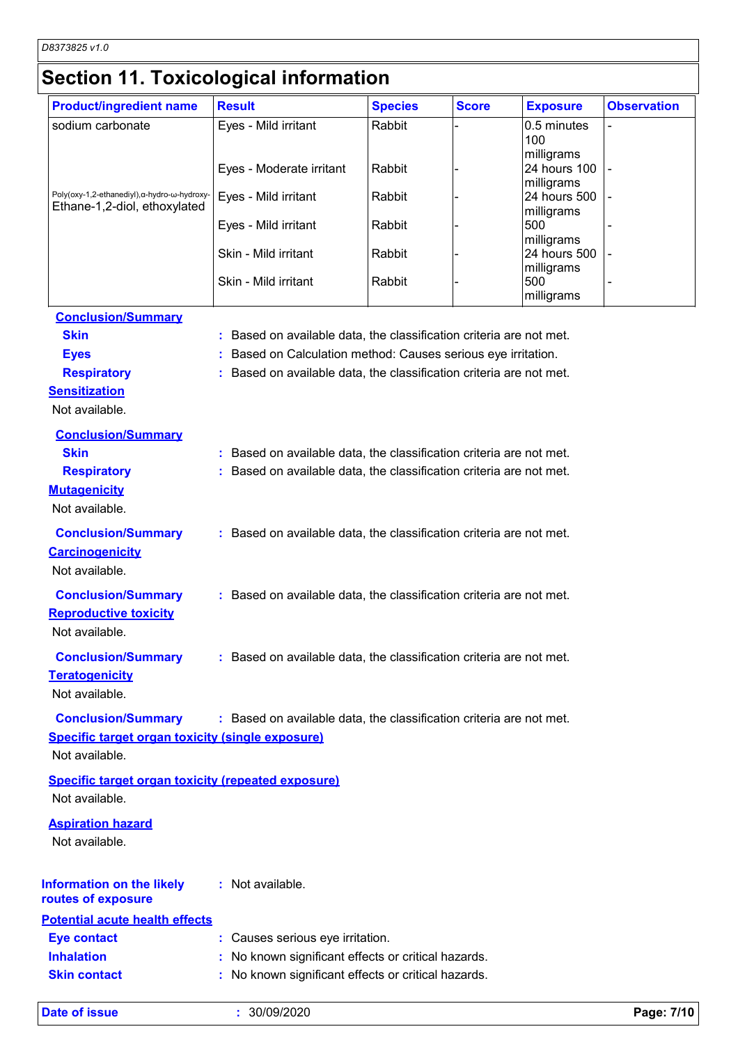# Section 11. Toxicological information

| Product/ingredient name | Result | Species | Score | Exposure | Observation |
|---|---|---|---|---|---|
| sodium carbonate | Eyes - Mild irritant | Rabbit | - | 0.5 minutes 100 milligrams | - |
| | Eyes - Moderate irritant | Rabbit | - | 24 hours 100 milligrams | - |
| Poly(oxy-1,2-ethanediyl),α-hydro-ω-hydroxy-Ethane-1,2-diol, ethoxylated | Eyes - Mild irritant | Rabbit | - | 24 hours 500 milligrams | - |
| | Eyes - Mild irritant | Rabbit | - | 500 milligrams | - |
| | Skin - Mild irritant | Rabbit | - | 24 hours 500 milligrams | - |
| | Skin - Mild irritant | Rabbit | - | 500 milligrams | - |

**Conclusion/Summary**

**Skin** : Based on available data, the classification criteria are not met.

**Eyes** : Based on Calculation method: Causes serious eye irritation.

**Respiratory** : Based on available data, the classification criteria are not met.

**Sensitization**

Not available.

**Conclusion/Summary**

**Skin** : Based on available data, the classification criteria are not met.

**Respiratory** : Based on available data, the classification criteria are not met.

**Mutagenicity**

Not available.

**Conclusion/Summary** : Based on available data, the classification criteria are not met.

**Carcinogenicity**

Not available.

**Conclusion/Summary** : Based on available data, the classification criteria are not met.

**Reproductive toxicity**

Not available.

**Conclusion/Summary** : Based on available data, the classification criteria are not met.

**Teratogenicity**

Not available.

**Conclusion/Summary** : Based on available data, the classification criteria are not met.

**Specific target organ toxicity (single exposure)**

Not available.

**Specific target organ toxicity (repeated exposure)**

Not available.

**Aspiration hazard**

Not available.

**Information on the likely routes of exposure** : Not available.

**Potential acute health effects**

**Eye contact** : Causes serious eye irritation.

**Inhalation** : No known significant effects or critical hazards.

**Skin contact** : No known significant effects or critical hazards.

**Date of issue** : 30/09/2020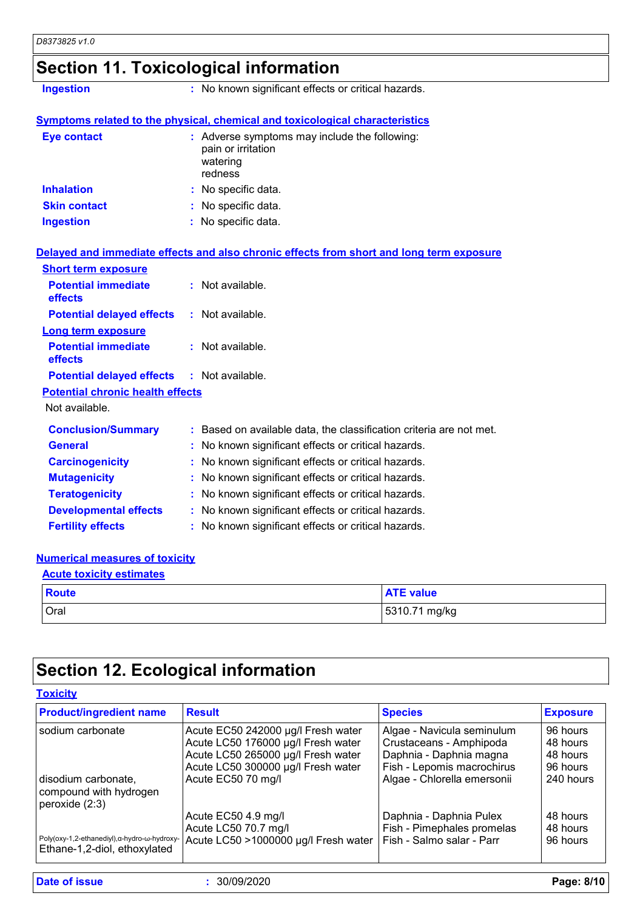# Section 11. Toxicological information

**Ingestion** : No known significant effects or critical hazards.

**Symptoms related to the physical, chemical and toxicological characteristics**

**Eye contact** : Adverse symptoms may include the following:
pain or irritation
watering
redness

**Inhalation** : No specific data.

**Skin contact** : No specific data.

**Ingestion** : No specific data.

**Delayed and immediate effects and also chronic effects from short and long term exposure**

**Short term exposure**

**Potential immediate effects** : Not available.

**Potential delayed effects** : Not available.

**Long term exposure**

**Potential immediate effects** : Not available.

**Potential delayed effects** : Not available.

**Potential chronic health effects**

Not available.

**Conclusion/Summary** : Based on available data, the classification criteria are not met.

**General** : No known significant effects or critical hazards.

**Carcinogenicity** : No known significant effects or critical hazards.

**Mutagenicity** : No known significant effects or critical hazards.

**Teratogenicity** : No known significant effects or critical hazards.

**Developmental effects** : No known significant effects or critical hazards.

**Fertility effects** : No known significant effects or critical hazards.

**Numerical measures of toxicity**

**Acute toxicity estimates**

| Route | ATE value |
|---|---|
| Oral | 5310.71 mg/kg |

# Section 12. Ecological information

**Toxicity**

| Product/ingredient name | Result | Species | Exposure |
|---|---|---|---|
| sodium carbonate | Acute EC50 242000 µg/l Fresh water | Algae - Navicula seminulum | 96 hours |
| | Acute LC50 176000 µg/l Fresh water | Crustaceans - Amphipoda | 48 hours |
| | Acute LC50 265000 µg/l Fresh water | Daphnia - Daphnia magna | 48 hours |
| | Acute LC50 300000 µg/l Fresh water | Fish - Lepomis macrochirus | 96 hours |
| disodium carbonate, compound with hydrogen peroxide (2:3) | Acute EC50 70 mg/l | Algae - Chlorella emersonii | 240 hours |
| | Acute EC50 4.9 mg/l | Daphnia - Daphnia Pulex | 48 hours |
| | Acute LC50 70.7 mg/l | Fish - Pimephales promelas | 48 hours |
| Poly(oxy-1,2-ethanediyl),α-hydro-ω-hydroxy-Ethane-1,2-diol, ethoxylated | Acute LC50 >1000000 µg/l Fresh water | Fish - Salmo salar - Parr | 96 hours |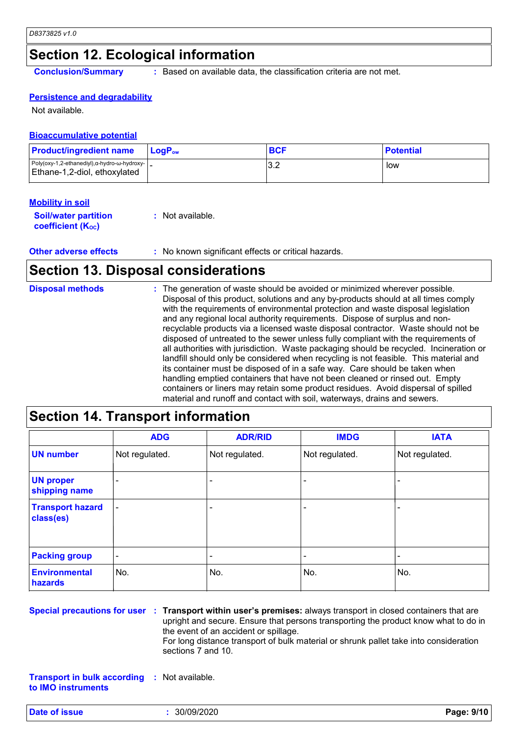## Section 12. Ecological information

**Conclusion/Summary** : Based on available data, the classification criteria are not met.

### Persistence and degradability

Not available.

### Bioaccumulative potential

| Product/ingredient name | $LogP_{ow}$ | BCF | Potential |
|---|---|---|---|
| Poly(oxy-1,2-ethanediyl),α-hydro-ω-hydroxy- Ethane-1,2-diol, ethoxylated | - | 3.2 | low |

### Mobility in soil

**Soil/water partition coefficient ($K_{OC}$)** : Not available.

**Other adverse effects** : No known significant effects or critical hazards.

## Section 13. Disposal considerations

**Disposal methods** : The generation of waste should be avoided or minimized wherever possible. Disposal of this product, solutions and any by-products should at all times comply with the requirements of environmental protection and waste disposal legislation and any regional local authority requirements. Dispose of surplus and non-recyclable products via a licensed waste disposal contractor. Waste should not be disposed of untreated to the sewer unless fully compliant with the requirements of all authorities with jurisdiction. Waste packaging should be recycled. Incineration or landfill should only be considered when recycling is not feasible. This material and its container must be disposed of in a safe way. Care should be taken when handling emptied containers that have not been cleaned or rinsed out. Empty containers or liners may retain some product residues. Avoid dispersal of spilled material and runoff and contact with soil, waterways, drains and sewers.

## Section 14. Transport information

| | ADG | ADR/RID | IMDG | IATA |
|---|---|---|---|---|
| **UN number** | Not regulated. | Not regulated. | Not regulated. | Not regulated. |
| **UN proper shipping name** | - | - | - | - |
| **Transport hazard class(es)** | - | - | - | - |
| **Packing group** | - | - | - | - |
| **Environmental hazards** | No. | No. | No. | No. |

**Special precautions for user** : **Transport within user's premises:** always transport in closed containers that are upright and secure. Ensure that persons transporting the product know what to do in the event of an accident or spillage.
For long distance transport of bulk material or shrunk pallet take into consideration sections 7 and 10.

**Transport in bulk according to IMO instruments** : Not available.

**Date of issue** : 30/09/2020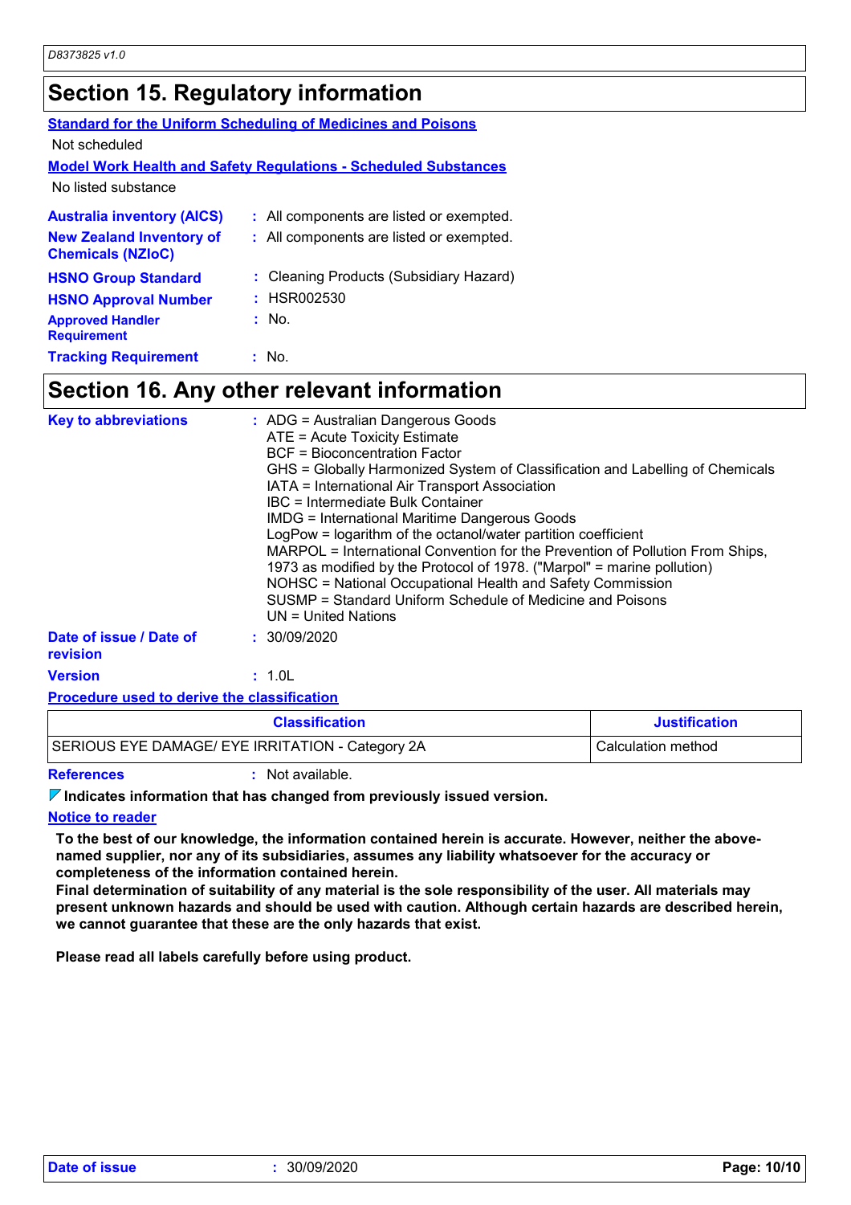## Section 15. Regulatory information

**Standard for the Uniform Scheduling of Medicines and Poisons**

Not scheduled

**Model Work Health and Safety Regulations - Scheduled Substances**

No listed substance

**Australia inventory (AICS)** : All components are listed or exempted.

**New Zealand Inventory of Chemicals (NZIoC)** : All components are listed or exempted.

**HSNO Group Standard** : Cleaning Products (Subsidiary Hazard)

**HSNO Approval Number** : HSR002530

**Approved Handler Requirement** : No.

**Tracking Requirement** : No.

## Section 16. Any other relevant information

**Key to abbreviations** :
ADG = Australian Dangerous Goods
ATE = Acute Toxicity Estimate
BCF = Bioconcentration Factor
GHS = Globally Harmonized System of Classification and Labelling of Chemicals
IATA = International Air Transport Association
IBC = Intermediate Bulk Container
IMDG = International Maritime Dangerous Goods
LogPow = logarithm of the octanol/water partition coefficient
MARPOL = International Convention for the Prevention of Pollution From Ships, 1973 as modified by the Protocol of 1978. ("Marpol" = marine pollution)
NOHSC = National Occupational Health and Safety Commission
SUSMP = Standard Uniform Schedule of Medicine and Poisons
UN = United Nations

**Date of issue / Date of revision** : 30/09/2020

**Version** : 1.0L

**Procedure used to derive the classification**

| Classification | Justification |
|---|---|
| SERIOUS EYE DAMAGE/ EYE IRRITATION - Category 2A | Calculation method |

**References** : Not available.

**Indicates information that has changed from previously issued version.**

**Notice to reader**

**To the best of our knowledge, the information contained herein is accurate. However, neither the above-named supplier, nor any of its subsidiaries, assumes any liability whatsoever for the accuracy or completeness of the information contained herein.**
**Final determination of suitability of any material is the sole responsibility of the user. All materials may present unknown hazards and should be used with caution. Although certain hazards are described herein, we cannot guarantee that these are the only hazards that exist.**

**Please read all labels carefully before using product.**